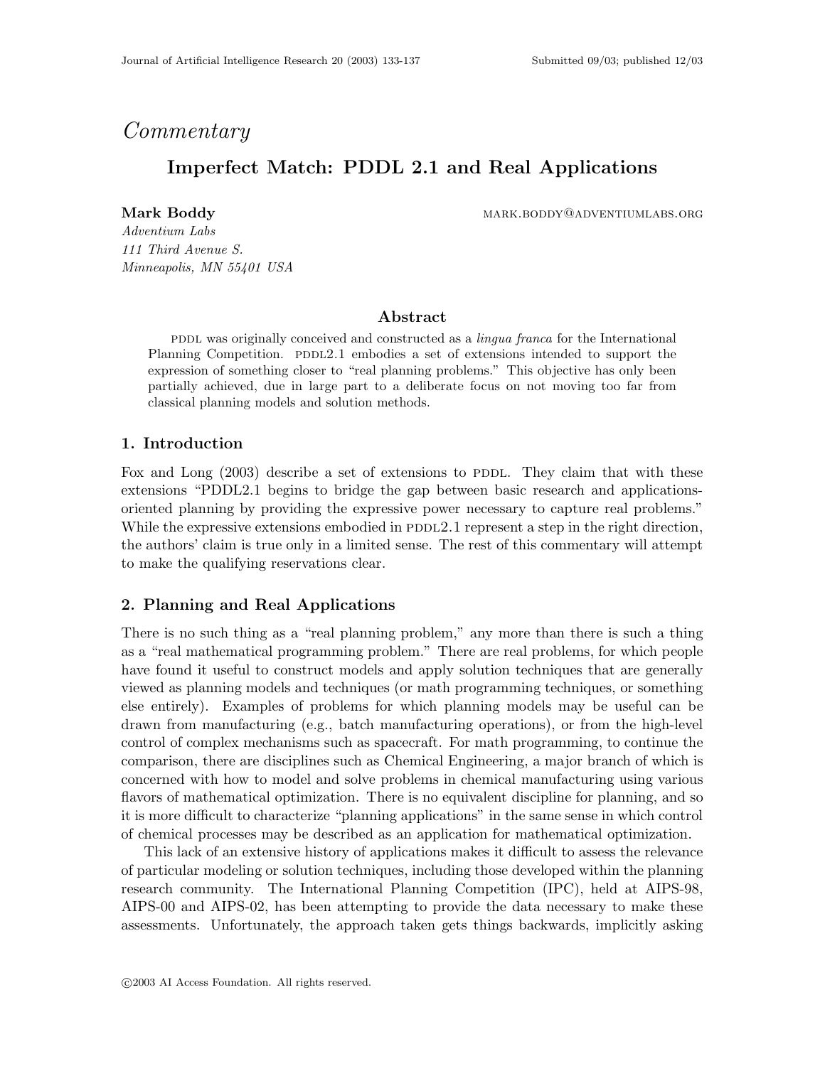*Commentary*

# Imperfect Match: PDDL 2.1 and Real Applications

**Mark Boddy** MARK.BODDY@ADVENTIUMLABS.ORG
*Adventium Labs*
*111 Third Avenue S.*
*Minneapolis, MN 55401 USA*

## Abstract

PDDL was originally conceived and constructed as a *lingua franca* for the International Planning Competition. PDDL2.1 embodies a set of extensions intended to support the expression of something closer to "real planning problems." This objective has only been partially achieved, due in large part to a deliberate focus on not moving too far from classical planning models and solution methods.

## 1. Introduction

Fox and Long (2003) describe a set of extensions to PDDL. They claim that with these extensions "PDDL2.1 begins to bridge the gap between basic research and applications-oriented planning by providing the expressive power necessary to capture real problems." While the expressive extensions embodied in PDDL2.1 represent a step in the right direction, the authors' claim is true only in a limited sense. The rest of this commentary will attempt to make the qualifying reservations clear.

## 2. Planning and Real Applications

There is no such thing as a "real planning problem," any more than there is such a thing as a "real mathematical programming problem." There are real problems, for which people have found it useful to construct models and apply solution techniques that are generally viewed as planning models and techniques (or math programming techniques, or something else entirely). Examples of problems for which planning models may be useful can be drawn from manufacturing (e.g., batch manufacturing operations), or from the high-level control of complex mechanisms such as spacecraft. For math programming, to continue the comparison, there are disciplines such as Chemical Engineering, a major branch of which is concerned with how to model and solve problems in chemical manufacturing using various flavors of mathematical optimization. There is no equivalent discipline for planning, and so it is more difficult to characterize "planning applications" in the same sense in which control of chemical processes may be described as an application for mathematical optimization.

This lack of an extensive history of applications makes it difficult to assess the relevance of particular modeling or solution techniques, including those developed within the planning research community. The International Planning Competition (IPC), held at AIPS-98, AIPS-00 and AIPS-02, has been attempting to provide the data necessary to make these assessments. Unfortunately, the approach taken gets things backwards, implicitly asking

©2003 AI Access Foundation. All rights reserved.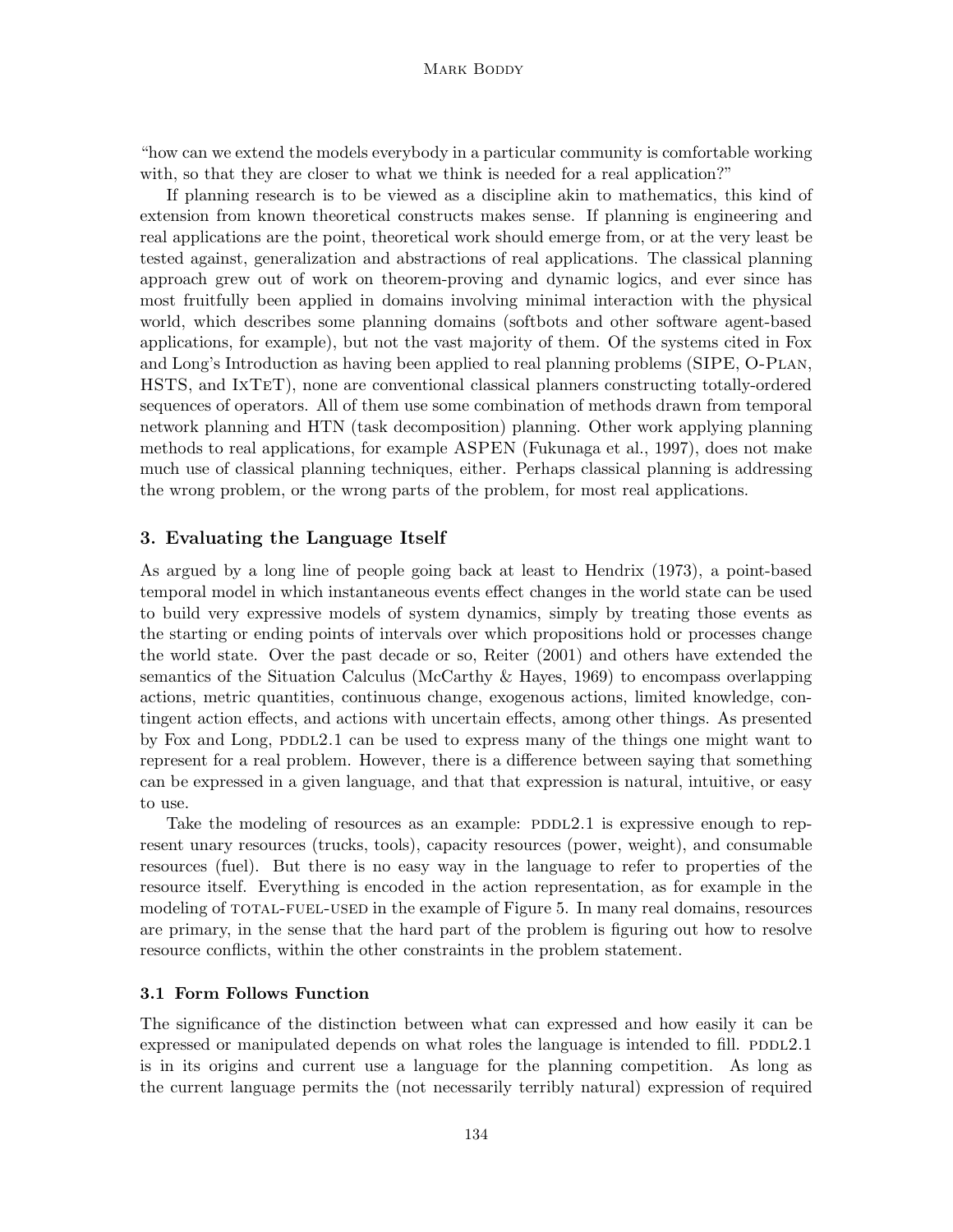"how can we extend the models everybody in a particular community is comfortable working with, so that they are closer to what we think is needed for a real application?"

If planning research is to be viewed as a discipline akin to mathematics, this kind of extension from known theoretical constructs makes sense. If planning is engineering and real applications are the point, theoretical work should emerge from, or at the very least be tested against, generalization and abstractions of real applications. The classical planning approach grew out of work on theorem-proving and dynamic logics, and ever since has most fruitfully been applied in domains involving minimal interaction with the physical world, which describes some planning domains (softbots and other software agent-based applications, for example), but not the vast majority of them. Of the systems cited in Fox and Long's Introduction as having been applied to real planning problems (SIPE, O-Plan, HSTS, and IxTeT), none are conventional classical planners constructing totally-ordered sequences of operators. All of them use some combination of methods drawn from temporal network planning and HTN (task decomposition) planning. Other work applying planning methods to real applications, for example ASPEN (Fukunaga et al., 1997), does not make much use of classical planning techniques, either. Perhaps classical planning is addressing the wrong problem, or the wrong parts of the problem, for most real applications.

## 3. Evaluating the Language Itself

As argued by a long line of people going back at least to Hendrix (1973), a point-based temporal model in which instantaneous events effect changes in the world state can be used to build very expressive models of system dynamics, simply by treating those events as the starting or ending points of intervals over which propositions hold or processes change the world state. Over the past decade or so, Reiter (2001) and others have extended the semantics of the Situation Calculus (McCarthy & Hayes, 1969) to encompass overlapping actions, metric quantities, continuous change, exogenous actions, limited knowledge, contingent action effects, and actions with uncertain effects, among other things. As presented by Fox and Long, PDDL2.1 can be used to express many of the things one might want to represent for a real problem. However, there is a difference between saying that something can be expressed in a given language, and that that expression is natural, intuitive, or easy to use.

Take the modeling of resources as an example: PDDL2.1 is expressive enough to represent unary resources (trucks, tools), capacity resources (power, weight), and consumable resources (fuel). But there is no easy way in the language to refer to properties of the resource itself. Everything is encoded in the action representation, as for example in the modeling of TOTAL-FUEL-USED in the example of Figure 5. In many real domains, resources are primary, in the sense that the hard part of the problem is figuring out how to resolve resource conflicts, within the other constraints in the problem statement.

### 3.1 Form Follows Function

The significance of the distinction between what can expressed and how easily it can be expressed or manipulated depends on what roles the language is intended to fill. PDDL2.1 is in its origins and current use a language for the planning competition. As long as the current language permits the (not necessarily terribly natural) expression of required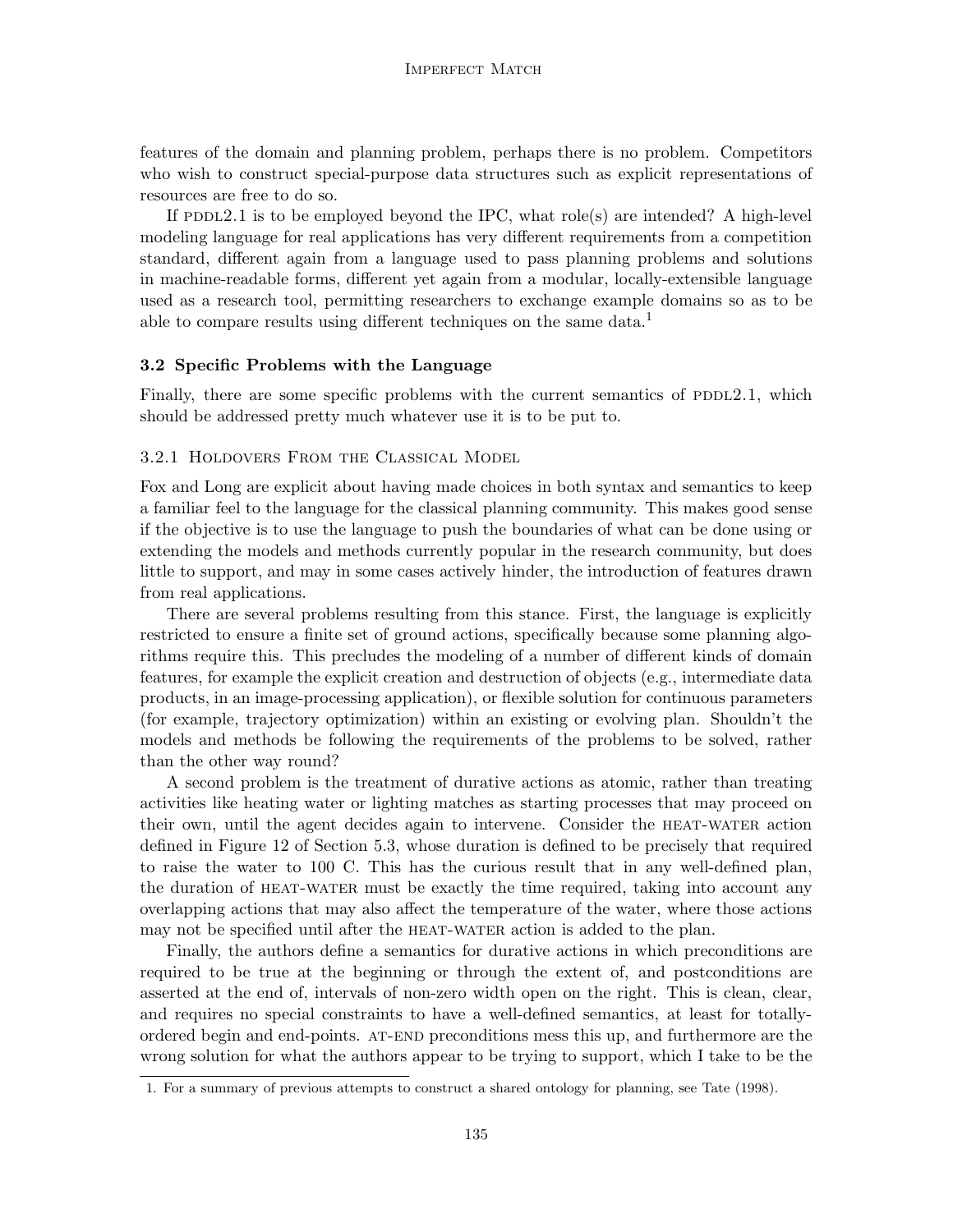features of the domain and planning problem, perhaps there is no problem. Competitors who wish to construct special-purpose data structures such as explicit representations of resources are free to do so.

If PDDL2.1 is to be employed beyond the IPC, what role(s) are intended? A high-level modeling language for real applications has very different requirements from a competition standard, different again from a language used to pass planning problems and solutions in machine-readable forms, different yet again from a modular, locally-extensible language used as a research tool, permitting researchers to exchange example domains so as to be able to compare results using different techniques on the same data.[1]

### 3.2 Specific Problems with the Language

Finally, there are some specific problems with the current semantics of PDDL2.1, which should be addressed pretty much whatever use it is to be put to.

#### 3.2.1 Holdovers From the Classical Model

Fox and Long are explicit about having made choices in both syntax and semantics to keep a familiar feel to the language for the classical planning community. This makes good sense if the objective is to use the language to push the boundaries of what can be done using or extending the models and methods currently popular in the research community, but does little to support, and may in some cases actively hinder, the introduction of features drawn from real applications.

There are several problems resulting from this stance. First, the language is explicitly restricted to ensure a finite set of ground actions, specifically because some planning algorithms require this. This precludes the modeling of a number of different kinds of domain features, for example the explicit creation and destruction of objects (e.g., intermediate data products, in an image-processing application), or flexible solution for continuous parameters (for example, trajectory optimization) within an existing or evolving plan. Shouldn't the models and methods be following the requirements of the problems to be solved, rather than the other way round?

A second problem is the treatment of durative actions as atomic, rather than treating activities like heating water or lighting matches as starting processes that may proceed on their own, until the agent decides again to intervene. Consider the HEAT-WATER action defined in Figure 12 of Section 5.3, whose duration is defined to be precisely that required to raise the water to 100 C. This has the curious result that in any well-defined plan, the duration of HEAT-WATER must be exactly the time required, taking into account any overlapping actions that may also affect the temperature of the water, where those actions may not be specified until after the HEAT-WATER action is added to the plan.

Finally, the authors define a semantics for durative actions in which preconditions are required to be true at the beginning or through the extent of, and postconditions are asserted at the end of, intervals of non-zero width open on the right. This is clean, clear, and requires no special constraints to have a well-defined semantics, at least for totally-ordered begin and end-points. AT-END preconditions mess this up, and furthermore are the wrong solution for what the authors appear to be trying to support, which I take to be the

1. For a summary of previous attempts to construct a shared ontology for planning, see Tate (1998).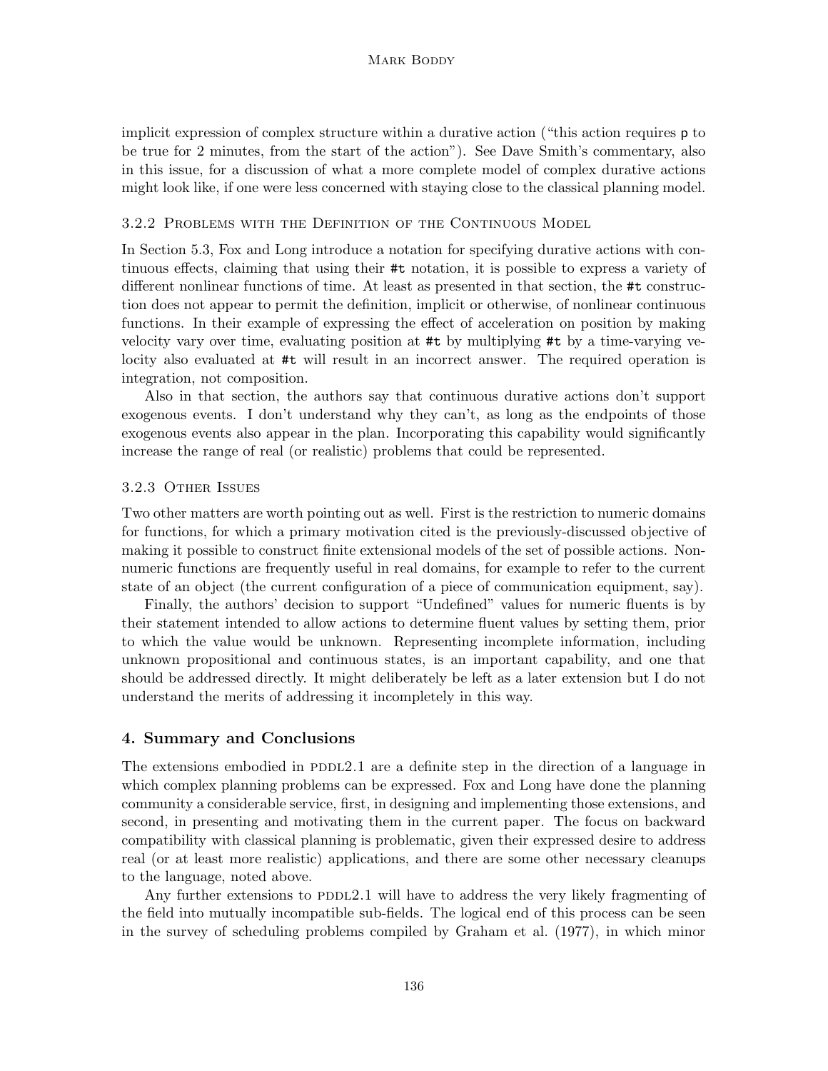implicit expression of complex structure within a durative action ("this action requires `p` to be true for 2 minutes, from the start of the action"). See Dave Smith's commentary, also in this issue, for a discussion of what a more complete model of complex durative actions might look like, if one were less concerned with staying close to the classical planning model.

### 3.2.2 Problems with the Definition of the Continuous Model

In Section 5.3, Fox and Long introduce a notation for specifying durative actions with continuous effects, claiming that using their `#t` notation, it is possible to express a variety of different nonlinear functions of time. At least as presented in that section, the `#t` construction does not appear to permit the definition, implicit or otherwise, of nonlinear continuous functions. In their example of expressing the effect of acceleration on position by making velocity vary over time, evaluating position at `#t` by multiplying `#t` by a time-varying velocity also evaluated at `#t` will result in an incorrect answer. The required operation is integration, not composition.

Also in that section, the authors say that continuous durative actions don't support exogenous events. I don't understand why they can't, as long as the endpoints of those exogenous events also appear in the plan. Incorporating this capability would significantly increase the range of real (or realistic) problems that could be represented.

### 3.2.3 Other Issues

Two other matters are worth pointing out as well. First is the restriction to numeric domains for functions, for which a primary motivation cited is the previously-discussed objective of making it possible to construct finite extensional models of the set of possible actions. Non-numeric functions are frequently useful in real domains, for example to refer to the current state of an object (the current configuration of a piece of communication equipment, say).

Finally, the authors' decision to support "Undefined" values for numeric fluents is by their statement intended to allow actions to determine fluent values by setting them, prior to which the value would be unknown. Representing incomplete information, including unknown propositional and continuous states, is an important capability, and one that should be addressed directly. It might deliberately be left as a later extension but I do not understand the merits of addressing it incompletely in this way.

## 4. Summary and Conclusions

The extensions embodied in PDDL2.1 are a definite step in the direction of a language in which complex planning problems can be expressed. Fox and Long have done the planning community a considerable service, first, in designing and implementing those extensions, and second, in presenting and motivating them in the current paper. The focus on backward compatibility with classical planning is problematic, given their expressed desire to address real (or at least more realistic) applications, and there are some other necessary cleanups to the language, noted above.

Any further extensions to PDDL2.1 will have to address the very likely fragmenting of the field into mutually incompatible sub-fields. The logical end of this process can be seen in the survey of scheduling problems compiled by Graham et al. (1977), in which minor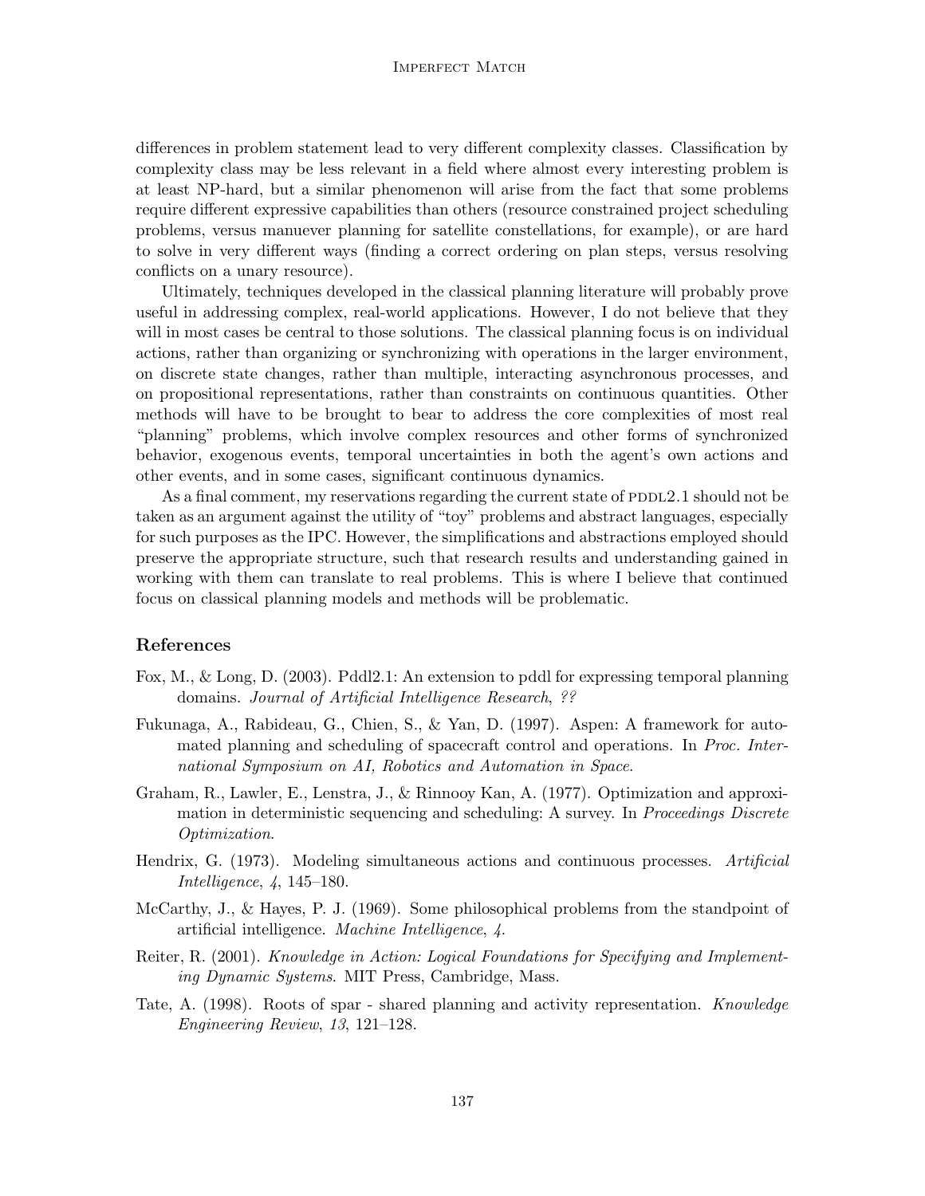differences in problem statement lead to very different complexity classes. Classification by complexity class may be less relevant in a field where almost every interesting problem is at least NP-hard, but a similar phenomenon will arise from the fact that some problems require different expressive capabilities than others (resource constrained project scheduling problems, versus manuever planning for satellite constellations, for example), or are hard to solve in very different ways (finding a correct ordering on plan steps, versus resolving conflicts on a unary resource).

Ultimately, techniques developed in the classical planning literature will probably prove useful in addressing complex, real-world applications. However, I do not believe that they will in most cases be central to those solutions. The classical planning focus is on individual actions, rather than organizing or synchronizing with operations in the larger environment, on discrete state changes, rather than multiple, interacting asynchronous processes, and on propositional representations, rather than constraints on continuous quantities. Other methods will have to be brought to bear to address the core complexities of most real "planning" problems, which involve complex resources and other forms of synchronized behavior, exogenous events, temporal uncertainties in both the agent's own actions and other events, and in some cases, significant continuous dynamics.

As a final comment, my reservations regarding the current state of PDDL2.1 should not be taken as an argument against the utility of "toy" problems and abstract languages, especially for such purposes as the IPC. However, the simplifications and abstractions employed should preserve the appropriate structure, such that research results and understanding gained in working with them can translate to real problems. This is where I believe that continued focus on classical planning models and methods will be problematic.

## References

Fox, M., & Long, D. (2003). Pddl2.1: An extension to pddl for expressing temporal planning domains. *Journal of Artificial Intelligence Research*, *??*

Fukunaga, A., Rabideau, G., Chien, S., & Yan, D. (1997). Aspen: A framework for automated planning and scheduling of spacecraft control and operations. In *Proc. International Symposium on AI, Robotics and Automation in Space*.

Graham, R., Lawler, E., Lenstra, J., & Rinnooy Kan, A. (1977). Optimization and approximation in deterministic sequencing and scheduling: A survey. In *Proceedings Discrete Optimization*.

Hendrix, G. (1973). Modeling simultaneous actions and continuous processes. *Artificial Intelligence*, *4*, 145–180.

McCarthy, J., & Hayes, P. J. (1969). Some philosophical problems from the standpoint of artificial intelligence. *Machine Intelligence*, *4*.

Reiter, R. (2001). *Knowledge in Action: Logical Foundations for Specifying and Implementing Dynamic Systems*. MIT Press, Cambridge, Mass.

Tate, A. (1998). Roots of spar - shared planning and activity representation. *Knowledge Engineering Review*, *13*, 121–128.